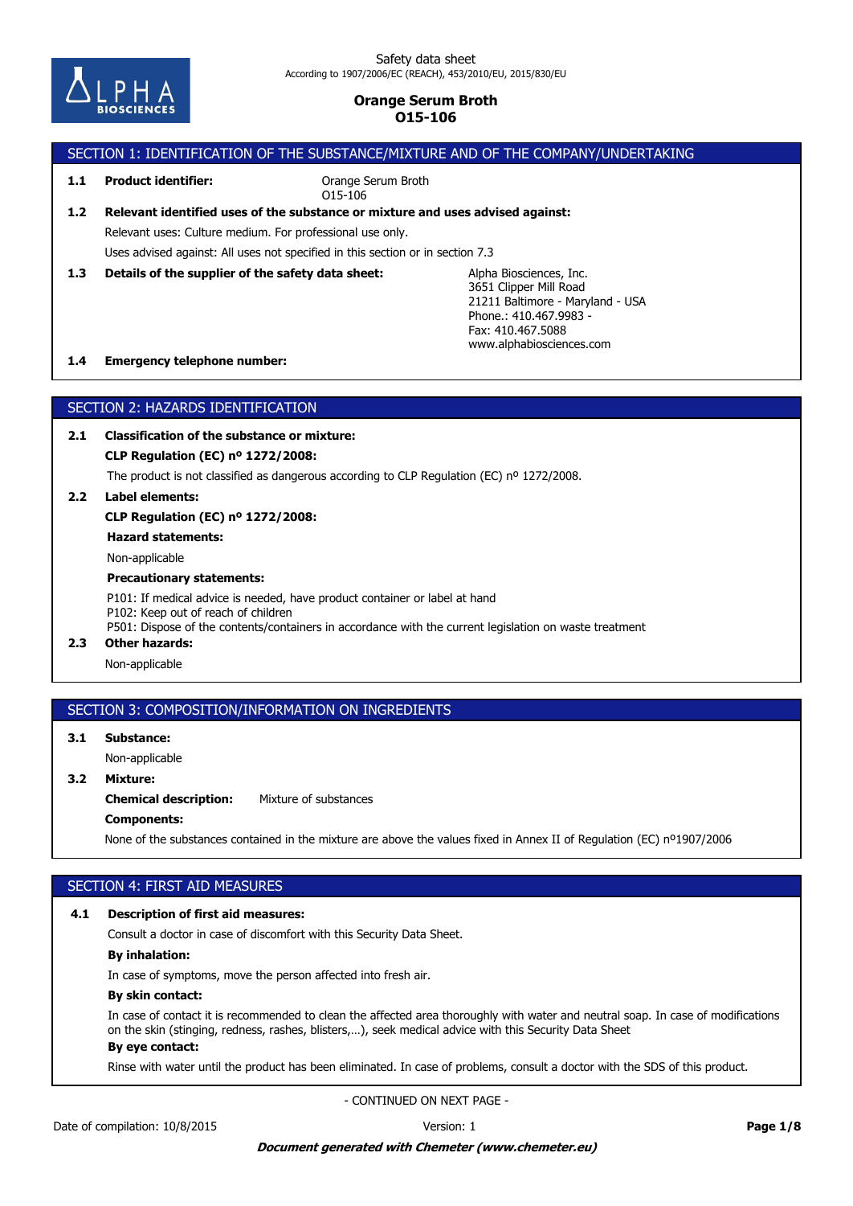Safety data sheet
According to 1907/2006/EC (REACH), 453/2010/EU, 2015/830/EU

# Orange Serum Broth
# O15-106

## SECTION 1: IDENTIFICATION OF THE SUBSTANCE/MIXTURE AND OF THE COMPANY/UNDERTAKING

**1.1 Product identifier:** Orange Serum Broth
O15-106

**1.2 Relevant identified uses of the substance or mixture and uses advised against:**

Relevant uses: Culture medium. For professional use only.

Uses advised against: All uses not specified in this section or in section 7.3

**1.3 Details of the supplier of the safety data sheet:**

Alpha Biosciences, Inc.
3651 Clipper Mill Road
21211 Baltimore - Maryland - USA
Phone.: 410.467.9983 -
Fax: 410.467.5088
www.alphabiosciences.com

**1.4 Emergency telephone number:**

## SECTION 2: HAZARDS IDENTIFICATION

**2.1 Classification of the substance or mixture:**

**CLP Regulation (EC) nº 1272/2008:**

The product is not classified as dangerous according to CLP Regulation (EC) nº 1272/2008.

**2.2 Label elements:**

**CLP Regulation (EC) nº 1272/2008:**

**Hazard statements:**

Non-applicable

**Precautionary statements:**

P101: If medical advice is needed, have product container or label at hand
P102: Keep out of reach of children
P501: Dispose of the contents/containers in accordance with the current legislation on waste treatment

**2.3 Other hazards:**

Non-applicable

## SECTION 3: COMPOSITION/INFORMATION ON INGREDIENTS

**3.1 Substance:**

Non-applicable

**3.2 Mixture:**

**Chemical description:** Mixture of substances

**Components:**

None of the substances contained in the mixture are above the values fixed in Annex II of Regulation (EC) nº1907/2006

## SECTION 4: FIRST AID MEASURES

**4.1 Description of first aid measures:**

Consult a doctor in case of discomfort with this Security Data Sheet.

**By inhalation:**

In case of symptoms, move the person affected into fresh air.

**By skin contact:**

In case of contact it is recommended to clean the affected area thoroughly with water and neutral soap. In case of modifications on the skin (stinging, redness, rashes, blisters,…), seek medical advice with this Security Data Sheet

**By eye contact:**

Rinse with water until the product has been eliminated. In case of problems, consult a doctor with the SDS of this product.

- CONTINUED ON NEXT PAGE -

Date of compilation: 10/8/2015 Version: 1

***Document generated with Chemeter (www.chemeter.eu)***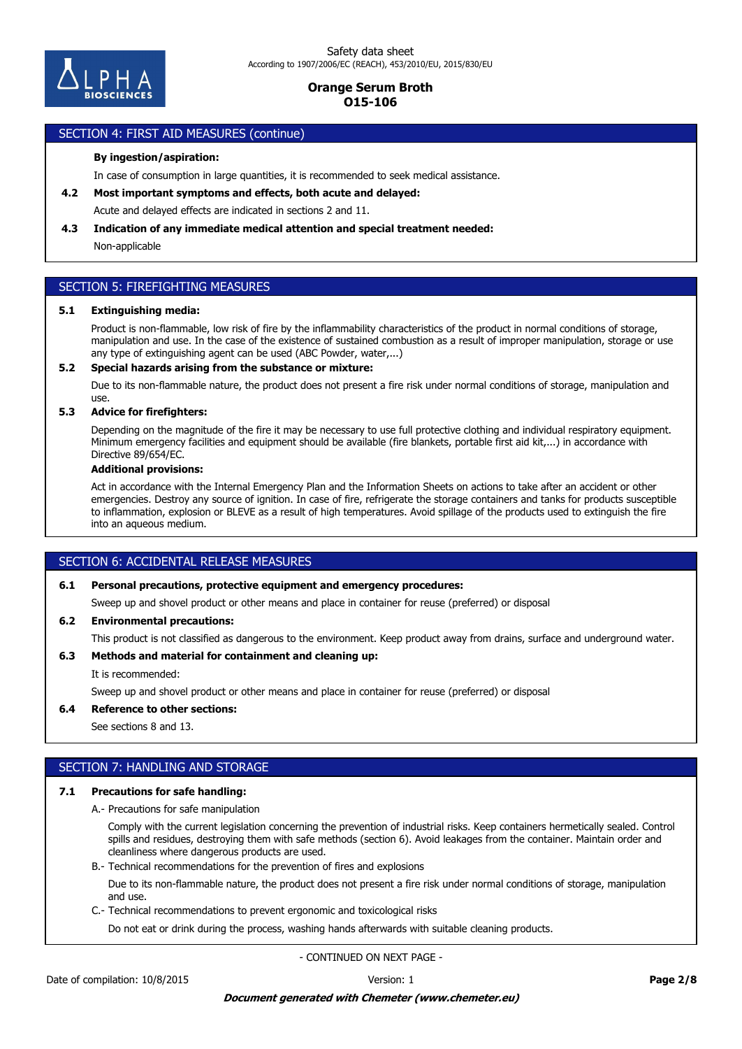## SECTION 4: FIRST AID MEASURES (continue)

**By ingestion/aspiration:**

In case of consumption in large quantities, it is recommended to seek medical assistance.

**4.2 Most important symptoms and effects, both acute and delayed:**

Acute and delayed effects are indicated in sections 2 and 11.

**4.3 Indication of any immediate medical attention and special treatment needed:**

Non-applicable

## SECTION 5: FIREFIGHTING MEASURES

**5.1 Extinguishing media:**

Product is non-flammable, low risk of fire by the inflammability characteristics of the product in normal conditions of storage, manipulation and use. In the case of the existence of sustained combustion as a result of improper manipulation, storage or use any type of extinguishing agent can be used (ABC Powder, water,...)

**5.2 Special hazards arising from the substance or mixture:**

Due to its non-flammable nature, the product does not present a fire risk under normal conditions of storage, manipulation and use.

**5.3 Advice for firefighters:**

Depending on the magnitude of the fire it may be necessary to use full protective clothing and individual respiratory equipment. Minimum emergency facilities and equipment should be available (fire blankets, portable first aid kit,...) in accordance with Directive 89/654/EC.

**Additional provisions:**

Act in accordance with the Internal Emergency Plan and the Information Sheets on actions to take after an accident or other emergencies. Destroy any source of ignition. In case of fire, refrigerate the storage containers and tanks for products susceptible to inflammation, explosion or BLEVE as a result of high temperatures. Avoid spillage of the products used to extinguish the fire into an aqueous medium.

## SECTION 6: ACCIDENTAL RELEASE MEASURES

**6.1 Personal precautions, protective equipment and emergency procedures:**

Sweep up and shovel product or other means and place in container for reuse (preferred) or disposal

**6.2 Environmental precautions:**

This product is not classified as dangerous to the environment. Keep product away from drains, surface and underground water.

**6.3 Methods and material for containment and cleaning up:**

It is recommended:

Sweep up and shovel product or other means and place in container for reuse (preferred) or disposal

**6.4 Reference to other sections:**

See sections 8 and 13.

## SECTION 7: HANDLING AND STORAGE

**7.1 Precautions for safe handling:**

A.- Precautions for safe manipulation

Comply with the current legislation concerning the prevention of industrial risks. Keep containers hermetically sealed. Control spills and residues, destroying them with safe methods (section 6). Avoid leakages from the container. Maintain order and cleanliness where dangerous products are used.

B.- Technical recommendations for the prevention of fires and explosions

Due to its non-flammable nature, the product does not present a fire risk under normal conditions of storage, manipulation and use.

C.- Technical recommendations to prevent ergonomic and toxicological risks

Do not eat or drink during the process, washing hands afterwards with suitable cleaning products.

- CONTINUED ON NEXT PAGE -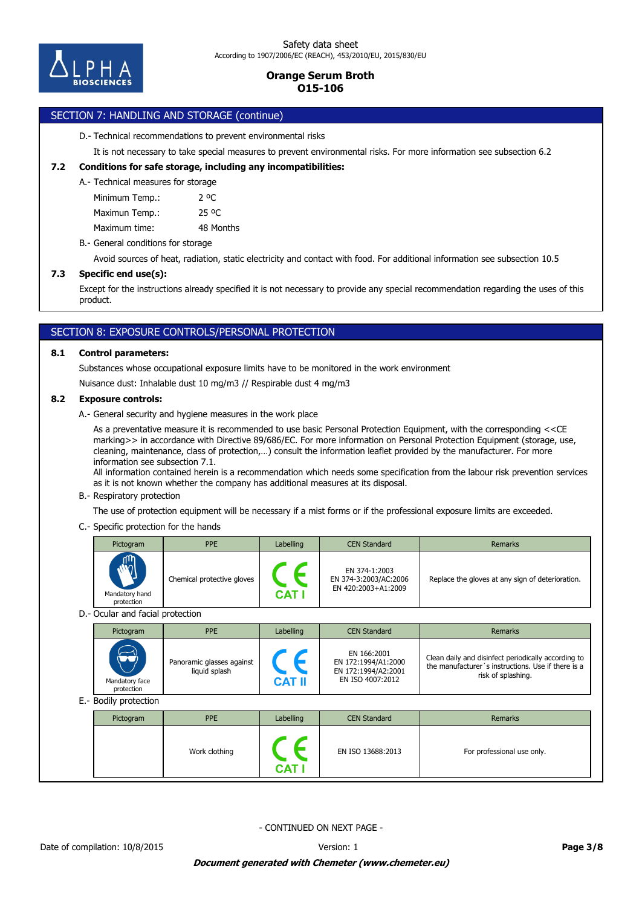## SECTION 7: HANDLING AND STORAGE (continue)

D.- Technical recommendations to prevent environmental risks

It is not necessary to take special measures to prevent environmental risks. For more information see subsection 6.2

**7.2 Conditions for safe storage, including any incompatibilities:**

A.- Technical measures for storage

Minimum Temp.: 2 ºC

Maximun Temp.: 25 ºC

Maximum time: 48 Months

B.- General conditions for storage

Avoid sources of heat, radiation, static electricity and contact with food. For additional information see subsection 10.5

**7.3 Specific end use(s):**

Except for the instructions already specified it is not necessary to provide any special recommendation regarding the uses of this product.

## SECTION 8: EXPOSURE CONTROLS/PERSONAL PROTECTION

**8.1 Control parameters:**

Substances whose occupational exposure limits have to be monitored in the work environment

Nuisance dust: Inhalable dust 10 mg/m3 // Respirable dust 4 mg/m3

**8.2 Exposure controls:**

A.- General security and hygiene measures in the work place

As a preventative measure it is recommended to use basic Personal Protection Equipment, with the corresponding <<CE marking>> in accordance with Directive 89/686/EC. For more information on Personal Protection Equipment (storage, use, cleaning, maintenance, class of protection,…) consult the information leaflet provided by the manufacturer. For more information see subsection 7.1.
All information contained herein is a recommendation which needs some specification from the labour risk prevention services as it is not known whether the company has additional measures at its disposal.

B.- Respiratory protection

The use of protection equipment will be necessary if a mist forms or if the professional exposure limits are exceeded.

C.- Specific protection for the hands

| Pictogram | PPE | Labelling | CEN Standard | Remarks |
|---|---|---|---|---|
| Mandatory hand protection | Chemical protective gloves | CE CAT I | EN 374-1:2003 EN 374-3:2003/AC:2006 EN 420:2003+A1:2009 | Replace the gloves at any sign of deterioration. |

D.- Ocular and facial protection

| Pictogram | PPE | Labelling | CEN Standard | Remarks |
|---|---|---|---|---|
| Mandatory face protection | Panoramic glasses against liquid splash | CE CAT II | EN 166:2001 EN 172:1994/A1:2000 EN 172:1994/A2:2001 EN ISO 4007:2012 | Clean daily and disinfect periodically according to the manufacturer´s instructions. Use if there is a risk of splashing. |

E.- Bodily protection

| Pictogram | PPE | Labelling | CEN Standard | Remarks |
|---|---|---|---|---|
| | Work clothing | CE CAT I | EN ISO 13688:2013 | For professional use only. |

- CONTINUED ON NEXT PAGE -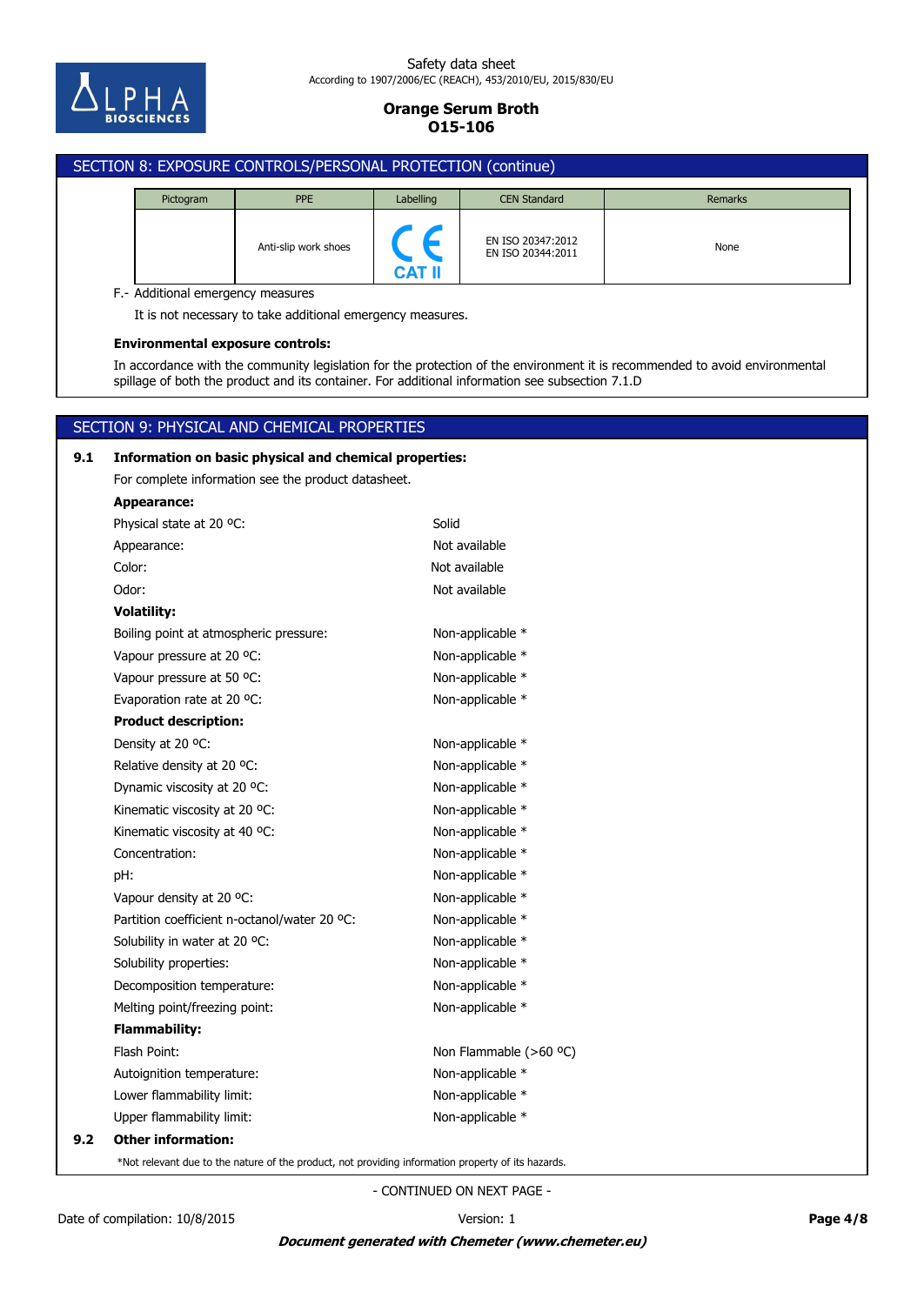## SECTION 8: EXPOSURE CONTROLS/PERSONAL PROTECTION (continue)

| Pictogram | PPE | Labelling | CEN Standard | Remarks |
|---|---|---|---|---|
| | Anti-slip work shoes | CE CAT II | EN ISO 20347:2012<br>EN ISO 20344:2011 | None |

F.- Additional emergency measures

It is not necessary to take additional emergency measures.

**Environmental exposure controls:**

In accordance with the community legislation for the protection of the environment it is recommended to avoid environmental spillage of both the product and its container. For additional information see subsection 7.1.D

## SECTION 9: PHYSICAL AND CHEMICAL PROPERTIES

**9.1 Information on basic physical and chemical properties:**

For complete information see the product datasheet.

**Appearance:**

Physical state at 20 ºC: Solid
Appearance: Not available
Color: Not available
Odor: Not available

**Volatility:**

Boiling point at atmospheric pressure: Non-applicable *
Vapour pressure at 20 ºC: Non-applicable *
Vapour pressure at 50 ºC: Non-applicable *
Evaporation rate at 20 ºC: Non-applicable *

**Product description:**

Density at 20 ºC: Non-applicable *
Relative density at 20 ºC: Non-applicable *
Dynamic viscosity at 20 ºC: Non-applicable *
Kinematic viscosity at 20 ºC: Non-applicable *
Kinematic viscosity at 40 ºC: Non-applicable *
Concentration: Non-applicable *
pH: Non-applicable *
Vapour density at 20 ºC: Non-applicable *
Partition coefficient n-octanol/water 20 ºC: Non-applicable *
Solubility in water at 20 ºC: Non-applicable *
Solubility properties: Non-applicable *
Decomposition temperature: Non-applicable *
Melting point/freezing point: Non-applicable *

**Flammability:**

Flash Point: Non Flammable (>60 ºC)
Autoignition temperature: Non-applicable *
Lower flammability limit: Non-applicable *
Upper flammability limit: Non-applicable *

**9.2 Other information:**

*Not relevant due to the nature of the product, not providing information property of its hazards.

- CONTINUED ON NEXT PAGE -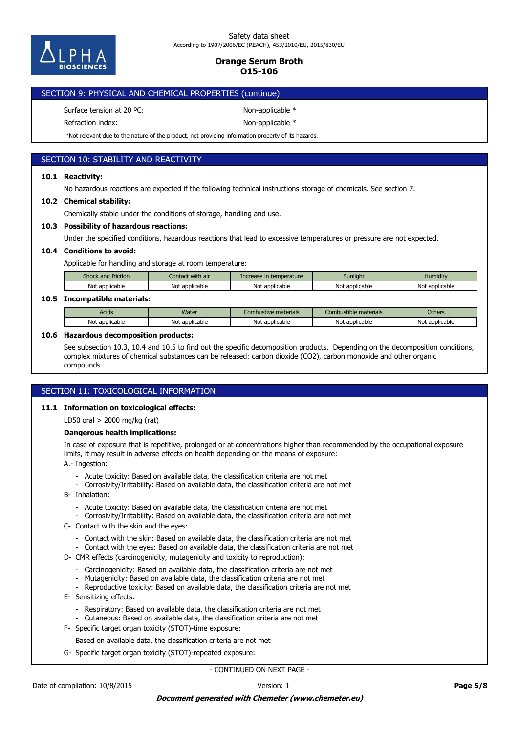## SECTION 9: PHYSICAL AND CHEMICAL PROPERTIES (continue)

Surface tension at 20 ºC: Non-applicable *

Refraction index: Non-applicable *

*Not relevant due to the nature of the product, not providing information property of its hazards.

## SECTION 10: STABILITY AND REACTIVITY

### 10.1 Reactivity:

No hazardous reactions are expected if the following technical instructions storage of chemicals. See section 7.

### 10.2 Chemical stability:

Chemically stable under the conditions of storage, handling and use.

### 10.3 Possibility of hazardous reactions:

Under the specified conditions, hazardous reactions that lead to excessive temperatures or pressure are not expected.

### 10.4 Conditions to avoid:

Applicable for handling and storage at room temperature:

| Shock and friction | Contact with air | Increase in temperature | Sunlight | Humidity |
|---|---|---|---|---|
| Not applicable | Not applicable | Not applicable | Not applicable | Not applicable |

### 10.5 Incompatible materials:

| Acids | Water | Combustive materials | Combustible materials | Others |
|---|---|---|---|---|
| Not applicable | Not applicable | Not applicable | Not applicable | Not applicable |

### 10.6 Hazardous decomposition products:

See subsection 10.3, 10.4 and 10.5 to find out the specific decomposition products. Depending on the decomposition conditions, complex mixtures of chemical substances can be released: carbon dioxide ($CO_2$), carbon monoxide and other organic compounds.

## SECTION 11: TOXICOLOGICAL INFORMATION

### 11.1 Information on toxicological effects:

LD50 oral > 2000 mg/kg (rat)

**Dangerous health implications:**

In case of exposure that is repetitive, prolonged or at concentrations higher than recommended by the occupational exposure limits, it may result in adverse effects on health depending on the means of exposure:

A.- Ingestion:

- Acute toxicity: Based on available data, the classification criteria are not met
- Corrosivity/Irritability: Based on available data, the classification criteria are not met

B- Inhalation:

- Acute toxicity: Based on available data, the classification criteria are not met
- Corrosivity/Irritability: Based on available data, the classification criteria are not met

C- Contact with the skin and the eyes:

- Contact with the skin: Based on available data, the classification criteria are not met
- Contact with the eyes: Based on available data, the classification criteria are not met

D- CMR effects (carcinogenicity, mutagenicity and toxicity to reproduction):

- Carcinogenicity: Based on available data, the classification criteria are not met
- Mutagenicity: Based on available data, the classification criteria are not met
- Reproductive toxicity: Based on available data, the classification criteria are not met

E- Sensitizing effects:

- Respiratory: Based on available data, the classification criteria are not met
- Cutaneous: Based on available data, the classification criteria are not met

F- Specific target organ toxicity (STOT)-time exposure:

Based on available data, the classification criteria are not met

G- Specific target organ toxicity (STOT)-repeated exposure:

- CONTINUED ON NEXT PAGE -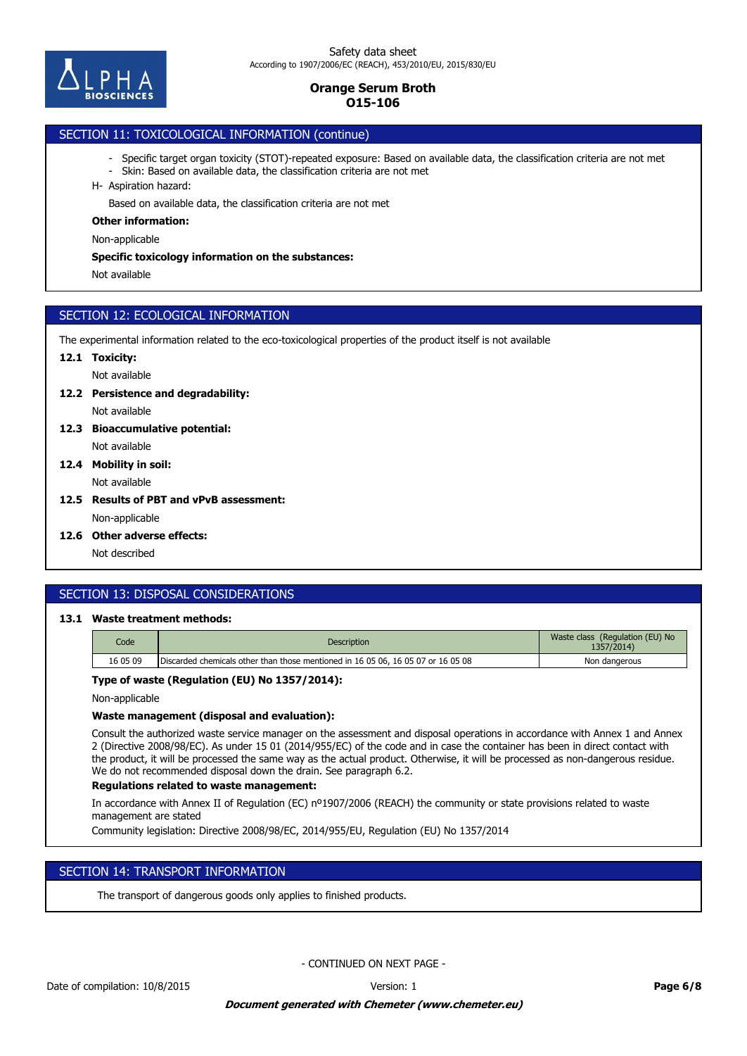## SECTION 11: TOXICOLOGICAL INFORMATION (continue)

- Specific target organ toxicity (STOT)-repeated exposure: Based on available data, the classification criteria are not met
- Skin: Based on available data, the classification criteria are not met

H- Aspiration hazard:

Based on available data, the classification criteria are not met

**Other information:**

Non-applicable

**Specific toxicology information on the substances:**

Not available

## SECTION 12: ECOLOGICAL INFORMATION

The experimental information related to the eco-toxicological properties of the product itself is not available

**12.1 Toxicity:**

Not available

**12.2 Persistence and degradability:**

Not available

**12.3 Bioaccumulative potential:**

Not available

**12.4 Mobility in soil:**

Not available

**12.5 Results of PBT and vPvB assessment:**

Non-applicable

**12.6 Other adverse effects:**

Not described

## SECTION 13: DISPOSAL CONSIDERATIONS

**13.1 Waste treatment methods:**

| Code | Description | Waste class (Regulation (EU) No 1357/2014) |
|---|---|---|
| 16 05 09 | Discarded chemicals other than those mentioned in 16 05 06, 16 05 07 or 16 05 08 | Non dangerous |

**Type of waste (Regulation (EU) No 1357/2014):**

Non-applicable

**Waste management (disposal and evaluation):**

Consult the authorized waste service manager on the assessment and disposal operations in accordance with Annex 1 and Annex 2 (Directive 2008/98/EC). As under 15 01 (2014/955/EC) of the code and in case the container has been in direct contact with the product, it will be processed the same way as the actual product. Otherwise, it will be processed as non-dangerous residue. We do not recommended disposal down the drain. See paragraph 6.2.

**Regulations related to waste management:**

In accordance with Annex II of Regulation (EC) nº1907/2006 (REACH) the community or state provisions related to waste management are stated

Community legislation: Directive 2008/98/EC, 2014/955/EU, Regulation (EU) No 1357/2014

## SECTION 14: TRANSPORT INFORMATION

The transport of dangerous goods only applies to finished products.

- CONTINUED ON NEXT PAGE -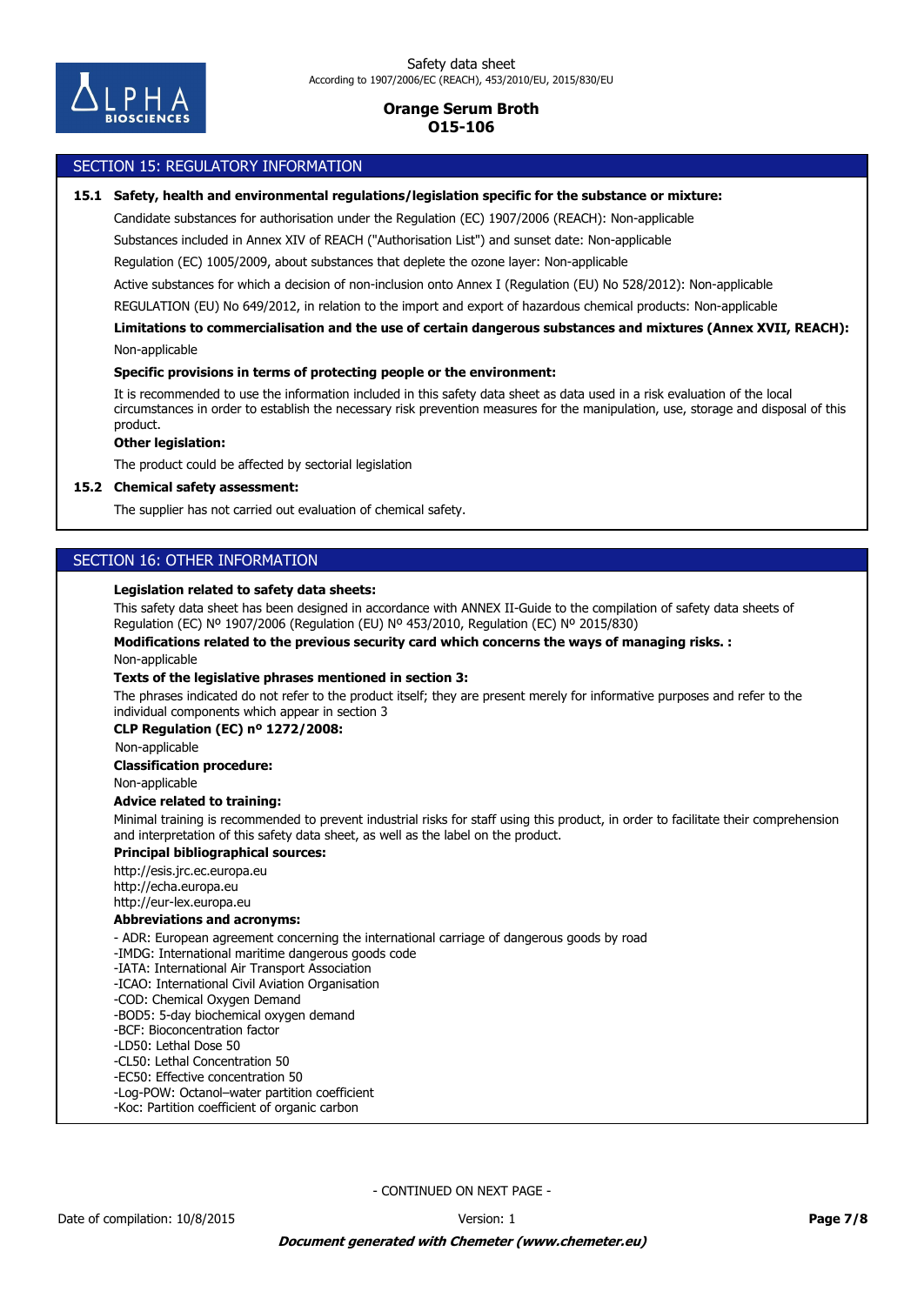## SECTION 15: REGULATORY INFORMATION

**15.1 Safety, health and environmental regulations/legislation specific for the substance or mixture:**

Candidate substances for authorisation under the Regulation (EC) 1907/2006 (REACH): Non-applicable

Substances included in Annex XIV of REACH ("Authorisation List") and sunset date: Non-applicable

Regulation (EC) 1005/2009, about substances that deplete the ozone layer: Non-applicable

Active substances for which a decision of non-inclusion onto Annex I (Regulation (EU) No 528/2012): Non-applicable

REGULATION (EU) No 649/2012, in relation to the import and export of hazardous chemical products: Non-applicable

**Limitations to commercialisation and the use of certain dangerous substances and mixtures (Annex XVII, REACH):**

Non-applicable

**Specific provisions in terms of protecting people or the environment:**

It is recommended to use the information included in this safety data sheet as data used in a risk evaluation of the local circumstances in order to establish the necessary risk prevention measures for the manipulation, use, storage and disposal of this product.

**Other legislation:**

The product could be affected by sectorial legislation

**15.2 Chemical safety assessment:**

The supplier has not carried out evaluation of chemical safety.

## SECTION 16: OTHER INFORMATION

**Legislation related to safety data sheets:**

This safety data sheet has been designed in accordance with ANNEX II-Guide to the compilation of safety data sheets of Regulation (EC) Nº 1907/2006 (Regulation (EU) Nº 453/2010, Regulation (EC) Nº 2015/830)

**Modifications related to the previous security card which concerns the ways of managing risks. :**

Non-applicable

**Texts of the legislative phrases mentioned in section 3:**

The phrases indicated do not refer to the product itself; they are present merely for informative purposes and refer to the individual components which appear in section 3

**CLP Regulation (EC) nº 1272/2008:**

Non-applicable

**Classification procedure:**

Non-applicable

**Advice related to training:**

Minimal training is recommended to prevent industrial risks for staff using this product, in order to facilitate their comprehension and interpretation of this safety data sheet, as well as the label on the product.

**Principal bibliographical sources:**

http://esis.jrc.ec.europa.eu
http://echa.europa.eu
http://eur-lex.europa.eu

**Abbreviations and acronyms:**

- ADR: European agreement concerning the international carriage of dangerous goods by road
-IMDG: International maritime dangerous goods code
-IATA: International Air Transport Association
-ICAO: International Civil Aviation Organisation
-COD: Chemical Oxygen Demand
-BOD5: 5-day biochemical oxygen demand
-BCF: Bioconcentration factor
-LD50: Lethal Dose 50
-CL50: Lethal Concentration 50
-EC50: Effective concentration 50
-Log-POW: Octanol–water partition coefficient
-Koc: Partition coefficient of organic carbon

- CONTINUED ON NEXT PAGE -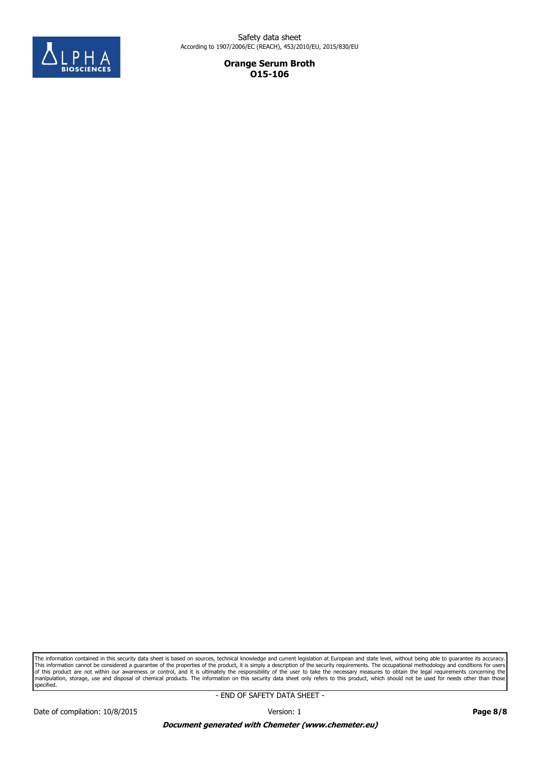The information contained in this security data sheet is based on sources, technical knowledge and current legislation at European and state level, without being able to guarantee its accuracy. This information cannot be considered a guarantee of the properties of the product, it is simply a description of the security requirements. The occupational methodology and conditions for users of this product are not within our awareness or control, and it is ultimately the responsibility of the user to take the necessary measures to obtain the legal requirements concerning the manipulation, storage, use and disposal of chemical products. The information on this security data sheet only refers to this product, which should not be used for needs other than those specified.

- END OF SAFETY DATA SHEET -